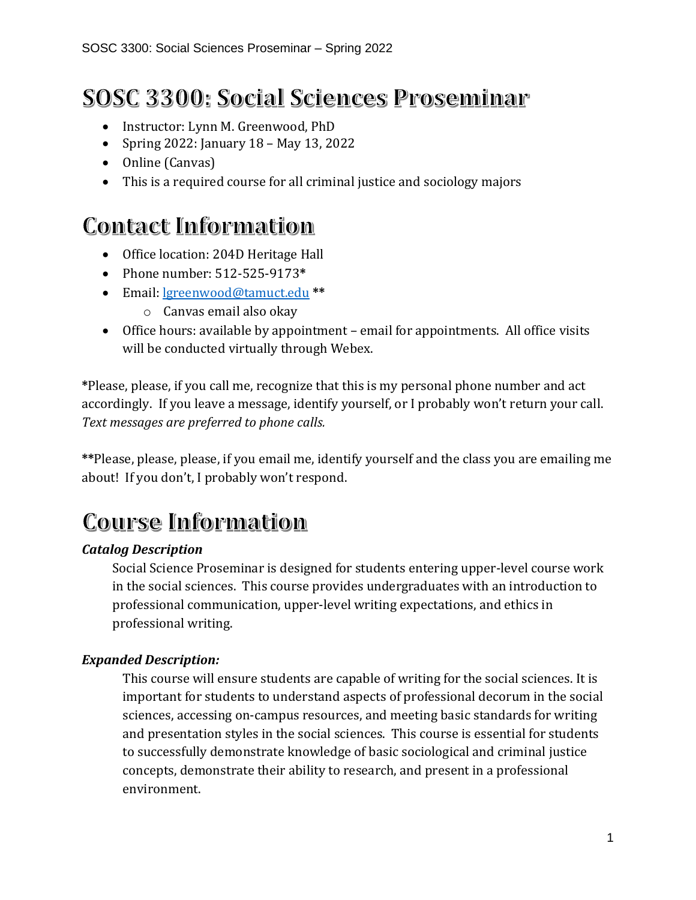# SOSC 3300: Social Sciences Proseminar

- Instructor: Lynn M. Greenwood, PhD
- Spring 2022: January 18 – May 13, 2022
- Online (Canvas)
- This is a required course for all criminal justice and sociology majors

# Contact Information

- Office location: 204D Heritage Hall
- Phone number: 512-525-9173*
- Email: lgreenwood@tamuct.edu **
  - Canvas email also okay
- Office hours: available by appointment – email for appointments. All office visits will be conducted virtually through Webex.

**\***Please, please, if you call me, recognize that this is my personal phone number and act accordingly. If you leave a message, identify yourself, or I probably won't return your call. *Text messages are preferred to phone calls.*

**\*\***Please, please, please, if you email me, identify yourself and the class you are emailing me about! If you don't, I probably won't respond.

# Course Information

### *Catalog Description*

Social Science Proseminar is designed for students entering upper-level course work in the social sciences. This course provides undergraduates with an introduction to professional communication, upper-level writing expectations, and ethics in professional writing.

### *Expanded Description:*

This course will ensure students are capable of writing for the social sciences. It is important for students to understand aspects of professional decorum in the social sciences, accessing on-campus resources, and meeting basic standards for writing and presentation styles in the social sciences. This course is essential for students to successfully demonstrate knowledge of basic sociological and criminal justice concepts, demonstrate their ability to research, and present in a professional environment.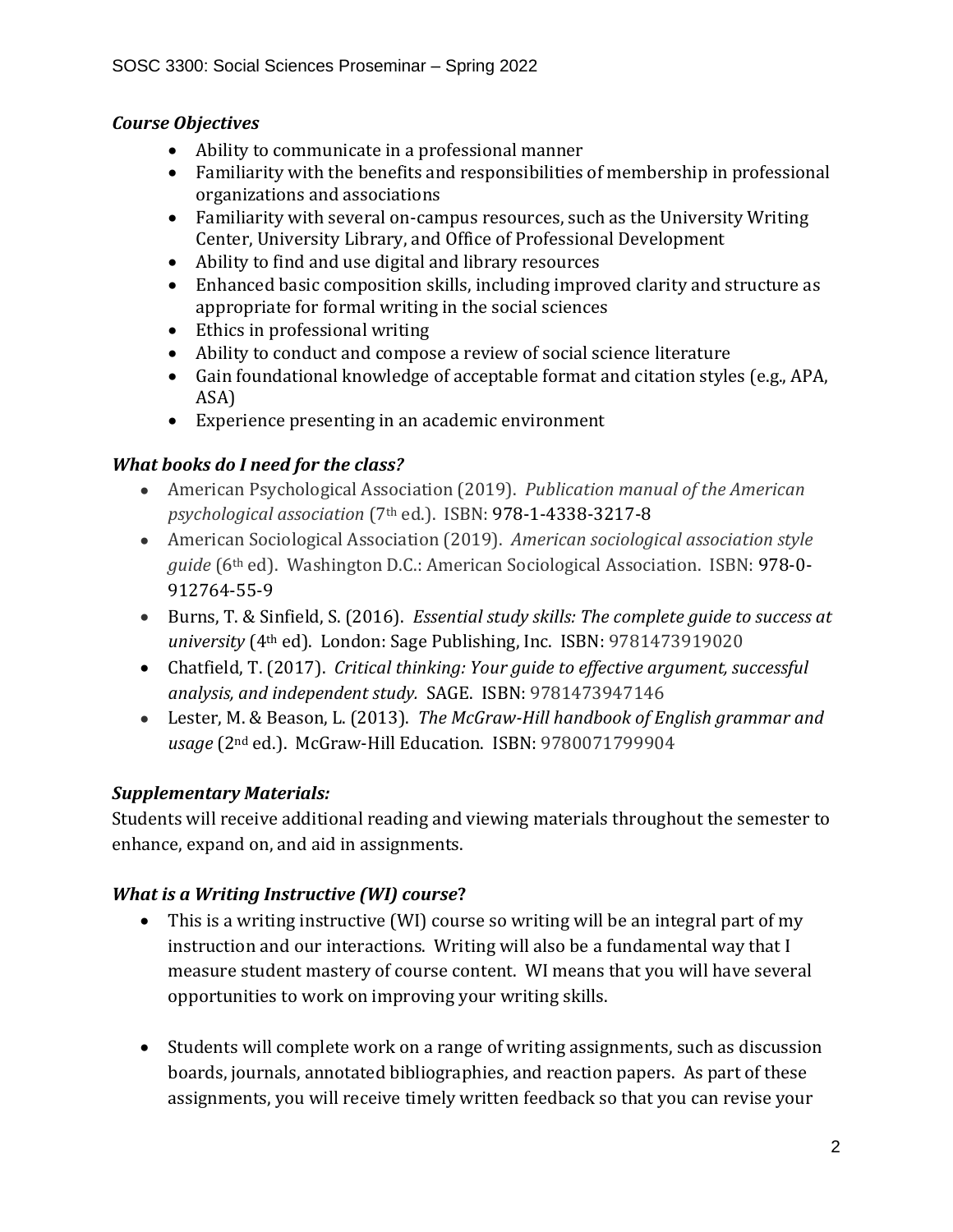### *Course Objectives*

- Ability to communicate in a professional manner
- Familiarity with the benefits and responsibilities of membership in professional organizations and associations
- Familiarity with several on-campus resources, such as the University Writing Center, University Library, and Office of Professional Development
- Ability to find and use digital and library resources
- Enhanced basic composition skills, including improved clarity and structure as appropriate for formal writing in the social sciences
- Ethics in professional writing
- Ability to conduct and compose a review of social science literature
- Gain foundational knowledge of acceptable format and citation styles (e.g., APA, ASA)
- Experience presenting in an academic environment

### *What books do I need for the class?*

- American Psychological Association (2019). *Publication manual of the American psychological association* (7th ed.). ISBN: 978-1-4338-3217-8
- American Sociological Association (2019). *American sociological association style guide* (6th ed). Washington D.C.: American Sociological Association. ISBN: 978-0-912764-55-9
- Burns, T. & Sinfield, S. (2016). *Essential study skills: The complete guide to success at university* (4th ed). London: Sage Publishing, Inc. ISBN: 9781473919020
- Chatfield, T. (2017). *Critical thinking: Your guide to effective argument, successful analysis, and independent study.* SAGE. ISBN: 9781473947146
- Lester, M. & Beason, L. (2013). *The McGraw-Hill handbook of English grammar and usage* (2nd ed.). McGraw-Hill Education. ISBN: 9780071799904

### *Supplementary Materials:*

Students will receive additional reading and viewing materials throughout the semester to enhance, expand on, and aid in assignments.

### *What is a Writing Instructive (WI) course***?**

- This is a writing instructive (WI) course so writing will be an integral part of my instruction and our interactions. Writing will also be a fundamental way that I measure student mastery of course content. WI means that you will have several opportunities to work on improving your writing skills.

- Students will complete work on a range of writing assignments, such as discussion boards, journals, annotated bibliographies, and reaction papers. As part of these assignments, you will receive timely written feedback so that you can revise your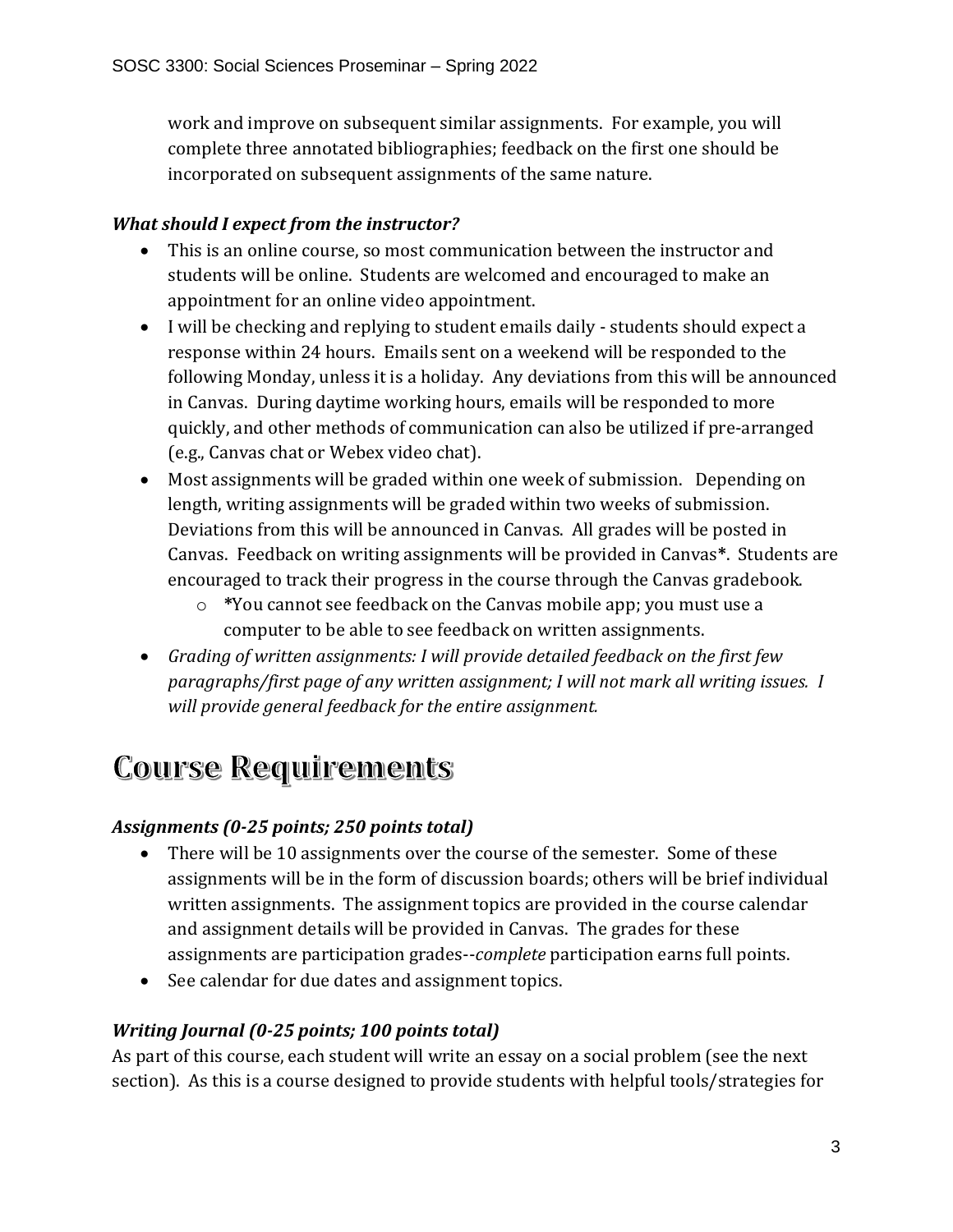work and improve on subsequent similar assignments. For example, you will complete three annotated bibliographies; feedback on the first one should be incorporated on subsequent assignments of the same nature.

***What should I expect from the instructor?***

- This is an online course, so most communication between the instructor and students will be online. Students are welcomed and encouraged to make an appointment for an online video appointment.
- I will be checking and replying to student emails daily - students should expect a response within 24 hours. Emails sent on a weekend will be responded to the following Monday, unless it is a holiday. Any deviations from this will be announced in Canvas. During daytime working hours, emails will be responded to more quickly, and other methods of communication can also be utilized if pre-arranged (e.g., Canvas chat or Webex video chat).
- Most assignments will be graded within one week of submission. Depending on length, writing assignments will be graded within two weeks of submission. Deviations from this will be announced in Canvas. All grades will be posted in Canvas. Feedback on writing assignments will be provided in Canvas**\***. Students are encouraged to track their progress in the course through the Canvas gradebook.
  - **\***You cannot see feedback on the Canvas mobile app; you must use a computer to be able to see feedback on written assignments.
- *Grading of written assignments: I will provide detailed feedback on the first few paragraphs/first page of any written assignment; I will not mark all writing issues. I will provide general feedback for the entire assignment.*

# Course Requirements

***Assignments (0-25 points; 250 points total)***

- There will be 10 assignments over the course of the semester. Some of these assignments will be in the form of discussion boards; others will be brief individual written assignments. The assignment topics are provided in the course calendar and assignment details will be provided in Canvas. The grades for these assignments are participation grades--*complete* participation earns full points.
- See calendar for due dates and assignment topics.

***Writing Journal (0-25 points; 100 points total)***

As part of this course, each student will write an essay on a social problem (see the next section). As this is a course designed to provide students with helpful tools/strategies for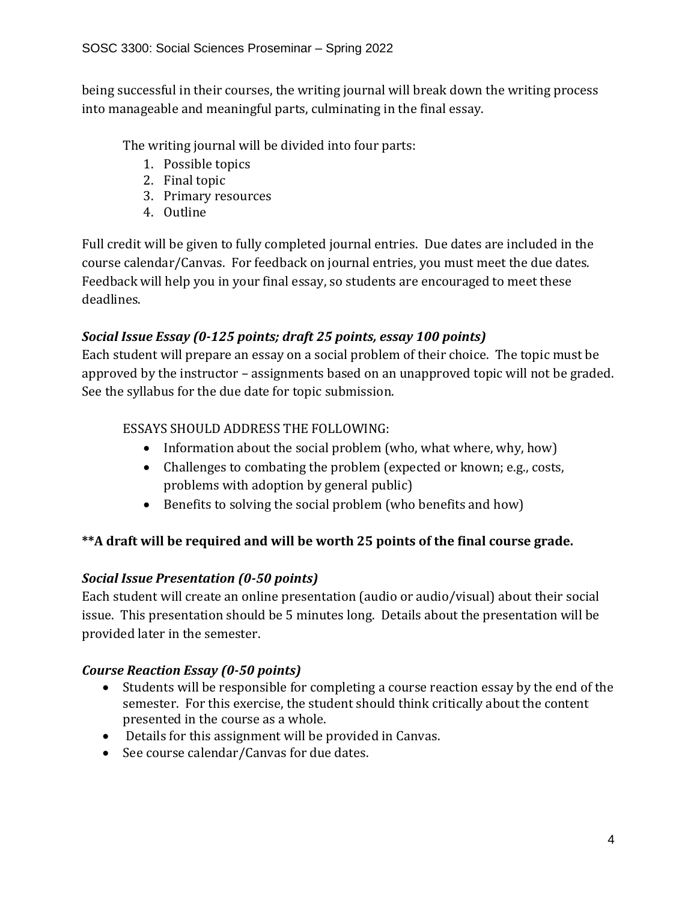being successful in their courses, the writing journal will break down the writing process into manageable and meaningful parts, culminating in the final essay.

The writing journal will be divided into four parts:

1. Possible topics
2. Final topic
3. Primary resources
4. Outline

Full credit will be given to fully completed journal entries. Due dates are included in the course calendar/Canvas. For feedback on journal entries, you must meet the due dates. Feedback will help you in your final essay, so students are encouraged to meet these deadlines.

### *Social Issue Essay (0-125 points; draft 25 points, essay 100 points)*

Each student will prepare an essay on a social problem of their choice. The topic must be approved by the instructor – assignments based on an unapproved topic will not be graded. See the syllabus for the due date for topic submission.

ESSAYS SHOULD ADDRESS THE FOLLOWING:

- Information about the social problem (who, what where, why, how)
- Challenges to combating the problem (expected or known; e.g., costs, problems with adoption by general public)
- Benefits to solving the social problem (who benefits and how)

**\*\*A draft will be required and will be worth 25 points of the final course grade.**

### *Social Issue Presentation (0-50 points)*

Each student will create an online presentation (audio or audio/visual) about their social issue. This presentation should be 5 minutes long. Details about the presentation will be provided later in the semester.

### *Course Reaction Essay (0-50 points)*

- Students will be responsible for completing a course reaction essay by the end of the semester. For this exercise, the student should think critically about the content presented in the course as a whole.
- Details for this assignment will be provided in Canvas.
- See course calendar/Canvas for due dates.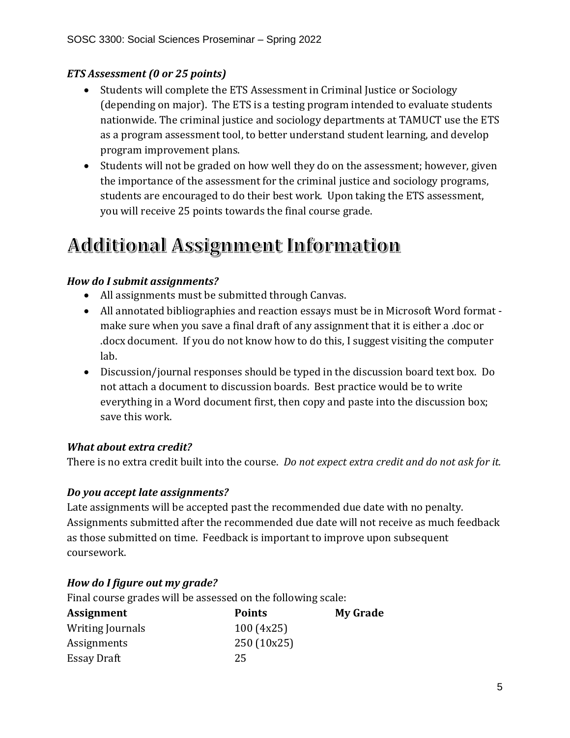***ETS Assessment (0 or 25 points)***

- Students will complete the ETS Assessment in Criminal Justice or Sociology (depending on major). The ETS is a testing program intended to evaluate students nationwide. The criminal justice and sociology departments at TAMUCT use the ETS as a program assessment tool, to better understand student learning, and develop program improvement plans.
- Students will not be graded on how well they do on the assessment; however, given the importance of the assessment for the criminal justice and sociology programs, students are encouraged to do their best work. Upon taking the ETS assessment, you will receive 25 points towards the final course grade.

# Additional Assignment Information

***How do I submit assignments?***

- All assignments must be submitted through Canvas.
- All annotated bibliographies and reaction essays must be in Microsoft Word format - make sure when you save a final draft of any assignment that it is either a .doc or .docx document. If you do not know how to do this, I suggest visiting the computer lab.
- Discussion/journal responses should be typed in the discussion board text box. Do not attach a document to discussion boards. Best practice would be to write everything in a Word document first, then copy and paste into the discussion box; save this work.

***What about extra credit?***

There is no extra credit built into the course. *Do not expect extra credit and do not ask for it.*

***Do you accept late assignments?***

Late assignments will be accepted past the recommended due date with no penalty. Assignments submitted after the recommended due date will not receive as much feedback as those submitted on time. Feedback is important to improve upon subsequent coursework.

***How do I figure out my grade?***

Final course grades will be assessed on the following scale:

| Assignment | Points | My Grade |
|---|---|---|
| Writing Journals | 100 (4x25) | |
| Assignments | 250 (10x25) | |
| Essay Draft | 25 | |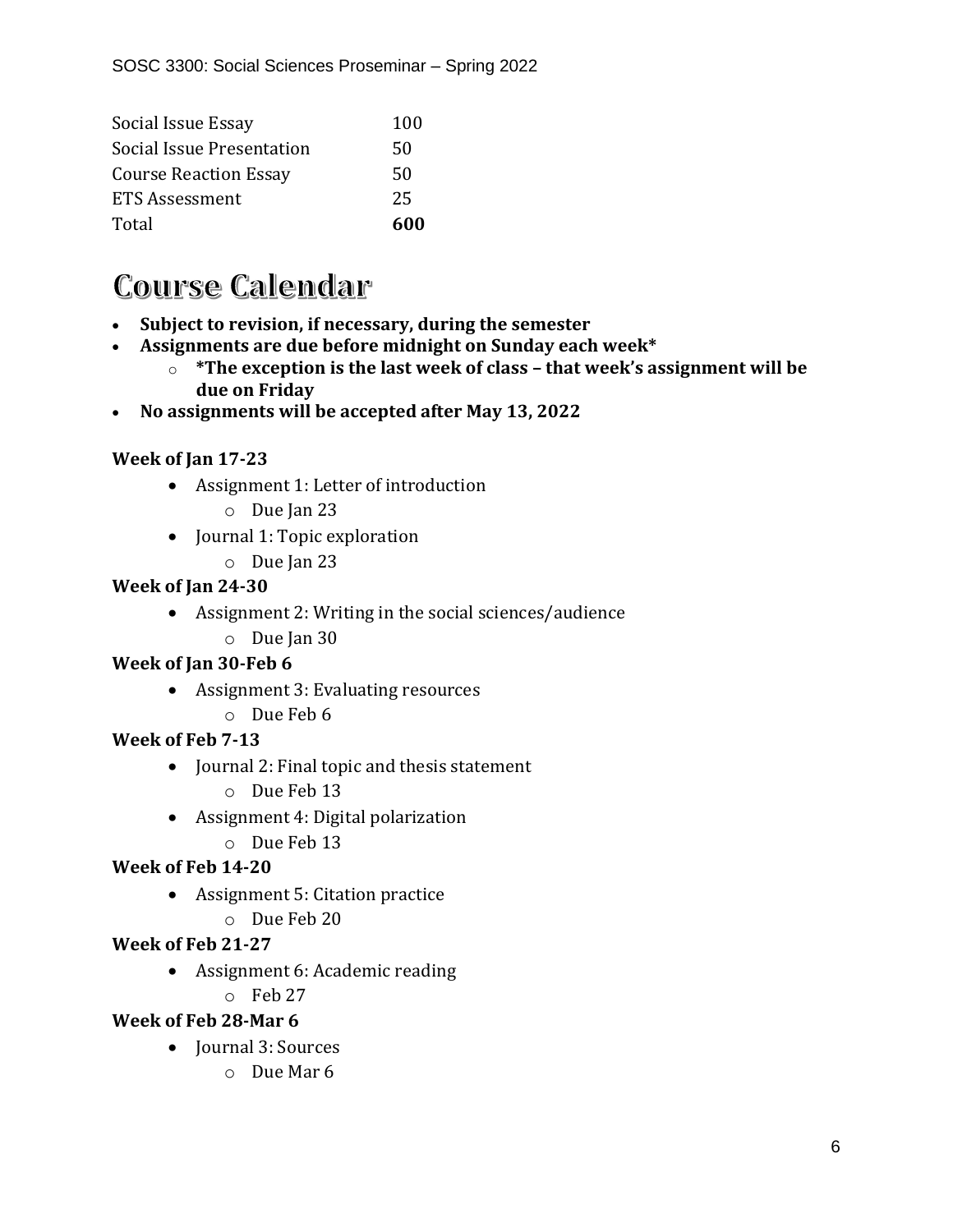| Social Issue Essay | 100 |
| --- | --- |
| Social Issue Presentation | 50 |
| Course Reaction Essay | 50 |
| ETS Assessment | 25 |
| Total | **600** |

# Course Calendar

- **Subject to revision, if necessary, during the semester**
- **Assignments are due before midnight on Sunday each week***
  - ***The exception is the last week of class – that week's assignment will be due on Friday**
- **No assignments will be accepted after May 13, 2022**

**Week of Jan 17-23**

- Assignment 1: Letter of introduction
  - Due Jan 23
- Journal 1: Topic exploration
  - Due Jan 23

**Week of Jan 24-30**

- Assignment 2: Writing in the social sciences/audience
  - Due Jan 30

**Week of Jan 30-Feb 6**

- Assignment 3: Evaluating resources
  - Due Feb 6

**Week of Feb 7-13**

- Journal 2: Final topic and thesis statement
  - Due Feb 13
- Assignment 4: Digital polarization
  - Due Feb 13

**Week of Feb 14-20**

- Assignment 5: Citation practice
  - Due Feb 20

**Week of Feb 21-27**

- Assignment 6: Academic reading
  - Feb 27

**Week of Feb 28-Mar 6**

- Journal 3: Sources
  - Due Mar 6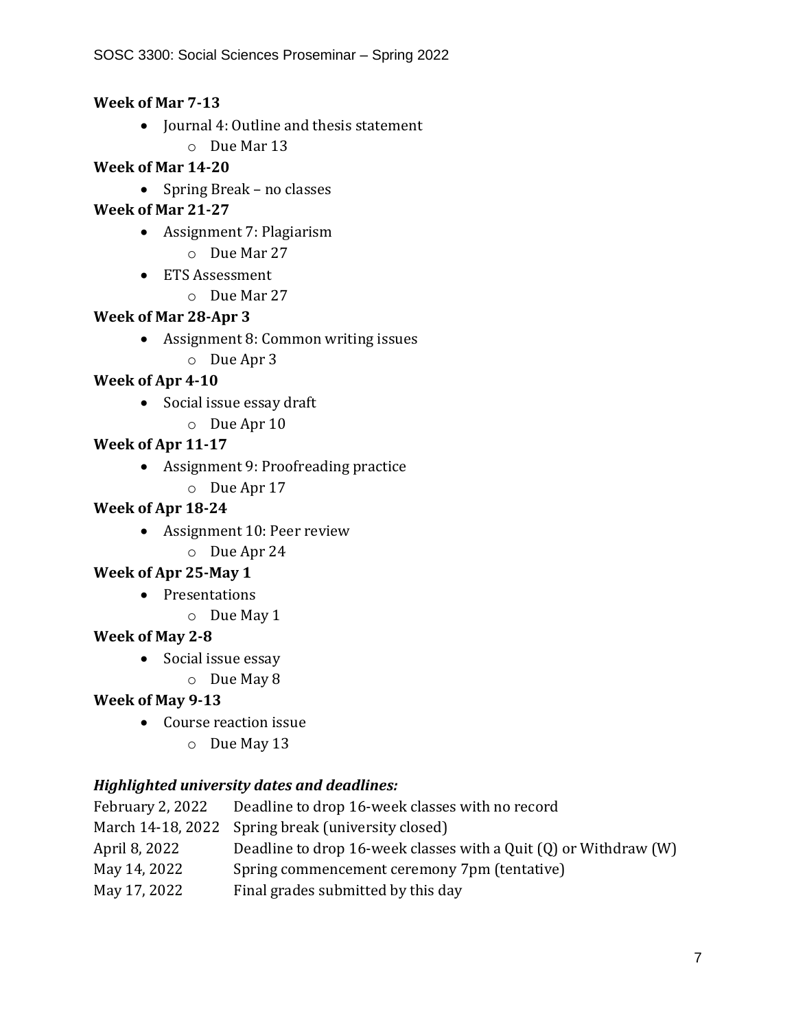**Week of Mar 7-13**

- Journal 4: Outline and thesis statement
  - Due Mar 13

**Week of Mar 14-20**

- Spring Break – no classes

**Week of Mar 21-27**

- Assignment 7: Plagiarism
  - Due Mar 27
- ETS Assessment
  - Due Mar 27

**Week of Mar 28-Apr 3**

- Assignment 8: Common writing issues
  - Due Apr 3

**Week of Apr 4-10**

- Social issue essay draft
  - Due Apr 10

**Week of Apr 11-17**

- Assignment 9: Proofreading practice
  - Due Apr 17

**Week of Apr 18-24**

- Assignment 10: Peer review
  - Due Apr 24

**Week of Apr 25-May 1**

- Presentations
  - Due May 1

**Week of May 2-8**

- Social issue essay
  - Due May 8

**Week of May 9-13**

- Course reaction issue
  - Due May 13

***Highlighted university dates and deadlines:***

| | |
|---|---|
| February 2, 2022 | Deadline to drop 16-week classes with no record |
| March 14-18, 2022 | Spring break (university closed) |
| April 8, 2022 | Deadline to drop 16-week classes with a Quit (Q) or Withdraw (W) |
| May 14, 2022 | Spring commencement ceremony 7pm (tentative) |
| May 17, 2022 | Final grades submitted by this day |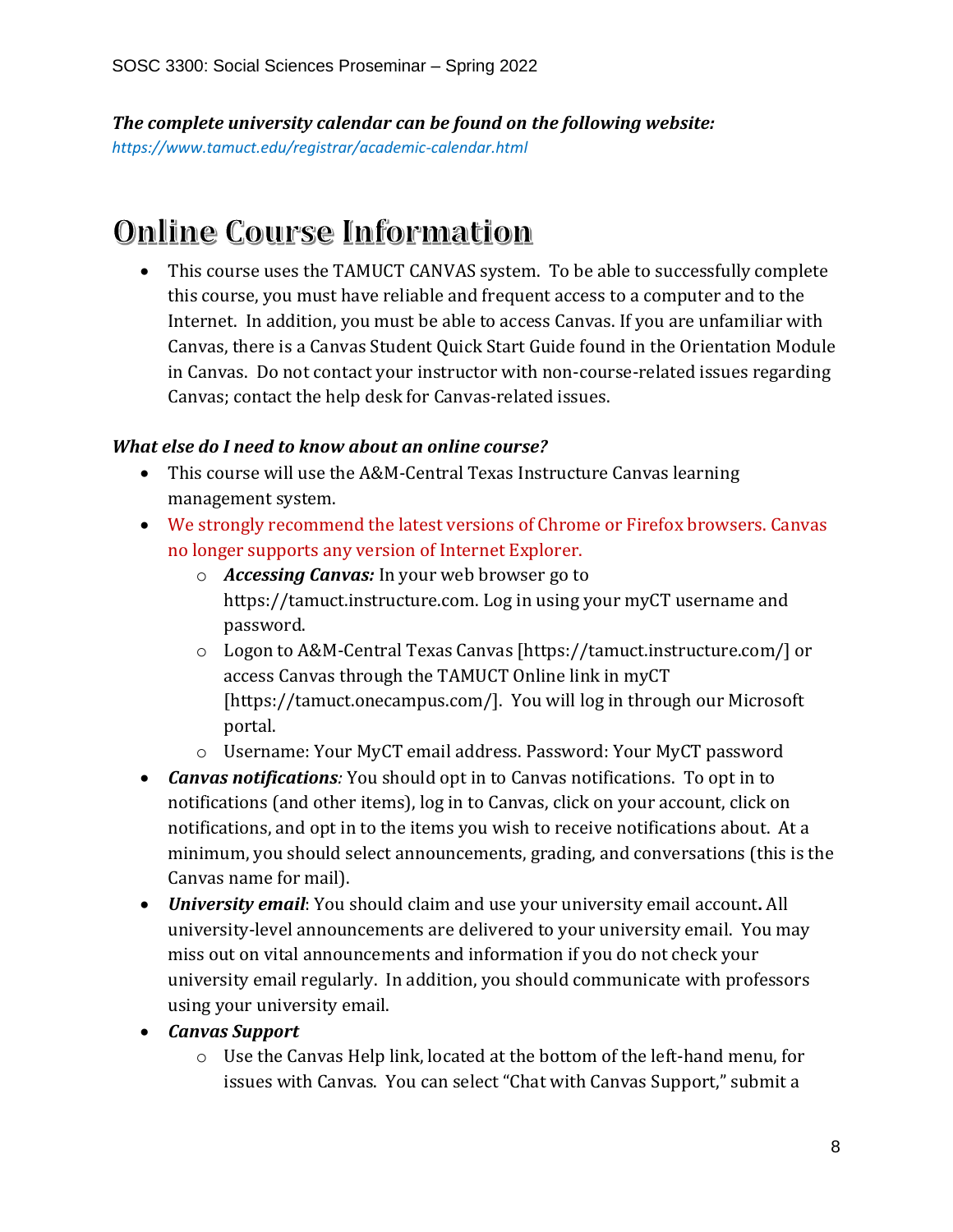***The complete university calendar can be found on the following website:***
*https://www.tamuct.edu/registrar/academic-calendar.html*

# Online Course Information

- This course uses the TAMUCT CANVAS system. To be able to successfully complete this course, you must have reliable and frequent access to a computer and to the Internet. In addition, you must be able to access Canvas. If you are unfamiliar with Canvas, there is a Canvas Student Quick Start Guide found in the Orientation Module in Canvas. Do not contact your instructor with non-course-related issues regarding Canvas; contact the help desk for Canvas-related issues.

***What else do I need to know about an online course?***

- This course will use the A&M-Central Texas Instructure Canvas learning management system.
- We strongly recommend the latest versions of Chrome or Firefox browsers. Canvas no longer supports any version of Internet Explorer.
    - ***Accessing Canvas:*** In your web browser go to https://tamuct.instructure.com. Log in using your myCT username and password.
    - Logon to A&M-Central Texas Canvas [https://tamuct.instructure.com/] or access Canvas through the TAMUCT Online link in myCT [https://tamuct.onecampus.com/]. You will log in through our Microsoft portal.
    - Username: Your MyCT email address. Password: Your MyCT password
- ***Canvas notifications****:* You should opt in to Canvas notifications. To opt in to notifications (and other items), log in to Canvas, click on your account, click on notifications, and opt in to the items you wish to receive notifications about. At a minimum, you should select announcements, grading, and conversations (this is the Canvas name for mail).
- ***University email***: You should claim and use your university email account**.** All university-level announcements are delivered to your university email. You may miss out on vital announcements and information if you do not check your university email regularly. In addition, you should communicate with professors using your university email.
- ***Canvas Support***
    - Use the Canvas Help link, located at the bottom of the left-hand menu, for issues with Canvas. You can select "Chat with Canvas Support," submit a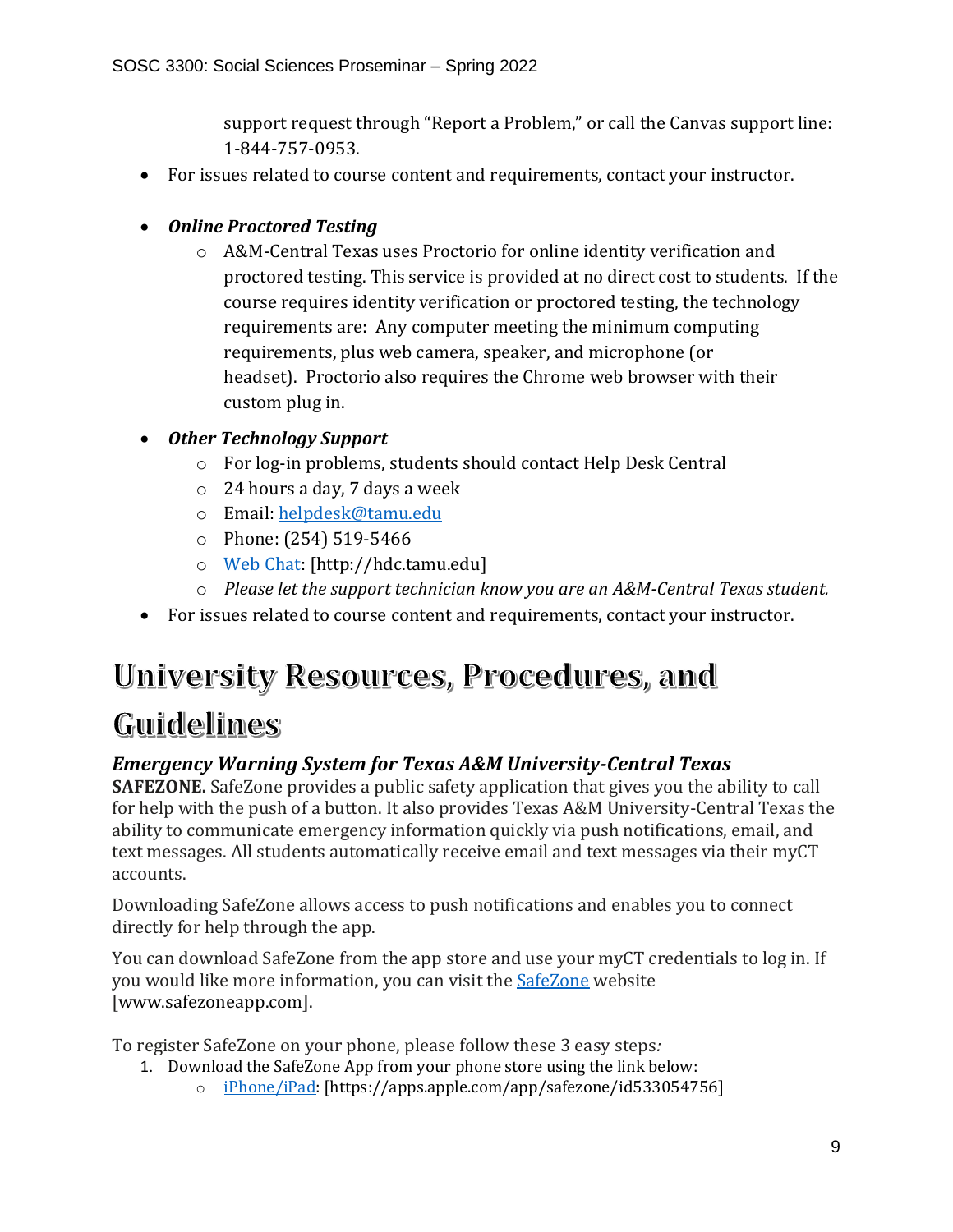support request through "Report a Problem," or call the Canvas support line: 1-844-757-0953.

- For issues related to course content and requirements, contact your instructor.

- ***Online Proctored Testing***
  - A&M-Central Texas uses Proctorio for online identity verification and proctored testing. This service is provided at no direct cost to students. If the course requires identity verification or proctored testing, the technology requirements are: Any computer meeting the minimum computing requirements, plus web camera, speaker, and microphone (or headset). Proctorio also requires the Chrome web browser with their custom plug in.

- ***Other Technology Support***
  - For log-in problems, students should contact Help Desk Central
  - 24 hours a day, 7 days a week
  - Email: helpdesk@tamu.edu
  - Phone: (254) 519-5466
  - Web Chat: [http://hdc.tamu.edu]
  - *Please let the support technician know you are an A&M-Central Texas student.*
- For issues related to course content and requirements, contact your instructor.

# University Resources, Procedures, and Guidelines

### *Emergency Warning System for Texas A&M University-Central Texas*

**SAFEZONE.** SafeZone provides a public safety application that gives you the ability to call for help with the push of a button. It also provides Texas A&M University-Central Texas the ability to communicate emergency information quickly via push notifications, email, and text messages. All students automatically receive email and text messages via their myCT accounts.

Downloading SafeZone allows access to push notifications and enables you to connect directly for help through the app.

You can download SafeZone from the app store and use your myCT credentials to log in. If you would like more information, you can visit the SafeZone website [www.safezoneapp.com].

To register SafeZone on your phone, please follow these 3 easy steps*:*

1. Download the SafeZone App from your phone store using the link below:
   - iPhone/iPad: [https://apps.apple.com/app/safezone/id533054756]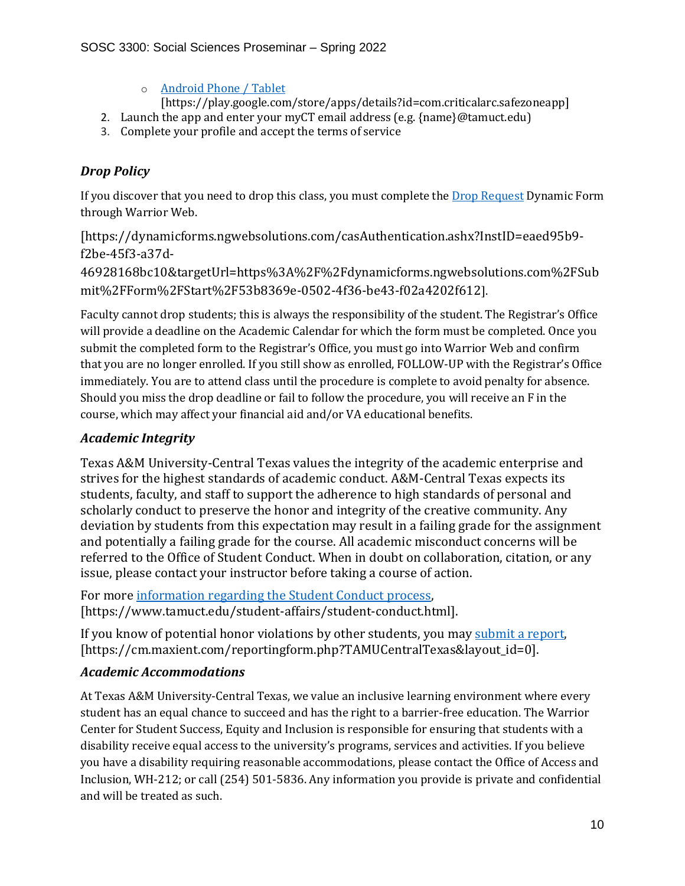- Android Phone / Tablet [https://play.google.com/store/apps/details?id=com.criticalarc.safezoneapp]

2. Launch the app and enter your myCT email address (e.g. {name}@tamuct.edu)
3. Complete your profile and accept the terms of service

### *Drop Policy*

If you discover that you need to drop this class, you must complete the Drop Request Dynamic Form through Warrior Web.

[https://dynamicforms.ngwebsolutions.com/casAuthentication.ashx?InstID=eaed95b9-f2be-45f3-a37d-46928168bc10&targetUrl=https%3A%2F%2Fdynamicforms.ngwebsolutions.com%2FSubmit%2FForm%2FStart%2F53b8369e-0502-4f36-be43-f02a4202f612].

Faculty cannot drop students; this is always the responsibility of the student. The Registrar's Office will provide a deadline on the Academic Calendar for which the form must be completed. Once you submit the completed form to the Registrar's Office, you must go into Warrior Web and confirm that you are no longer enrolled. If you still show as enrolled, FOLLOW-UP with the Registrar's Office immediately. You are to attend class until the procedure is complete to avoid penalty for absence. Should you miss the drop deadline or fail to follow the procedure, you will receive an F in the course, which may affect your financial aid and/or VA educational benefits.

### *Academic Integrity*

Texas A&M University-Central Texas values the integrity of the academic enterprise and strives for the highest standards of academic conduct. A&M-Central Texas expects its students, faculty, and staff to support the adherence to high standards of personal and scholarly conduct to preserve the honor and integrity of the creative community. Any deviation by students from this expectation may result in a failing grade for the assignment and potentially a failing grade for the course. All academic misconduct concerns will be referred to the Office of Student Conduct. When in doubt on collaboration, citation, or any issue, please contact your instructor before taking a course of action.

For more information regarding the Student Conduct process, [https://www.tamuct.edu/student-affairs/student-conduct.html].

If you know of potential honor violations by other students, you may submit a report, [https://cm.maxient.com/reportingform.php?TAMUCentralTexas&layout_id=0].

### *Academic Accommodations*

At Texas A&M University-Central Texas, we value an inclusive learning environment where every student has an equal chance to succeed and has the right to a barrier-free education. The Warrior Center for Student Success, Equity and Inclusion is responsible for ensuring that students with a disability receive equal access to the university's programs, services and activities. If you believe you have a disability requiring reasonable accommodations, please contact the Office of Access and Inclusion, WH-212; or call (254) 501-5836. Any information you provide is private and confidential and will be treated as such.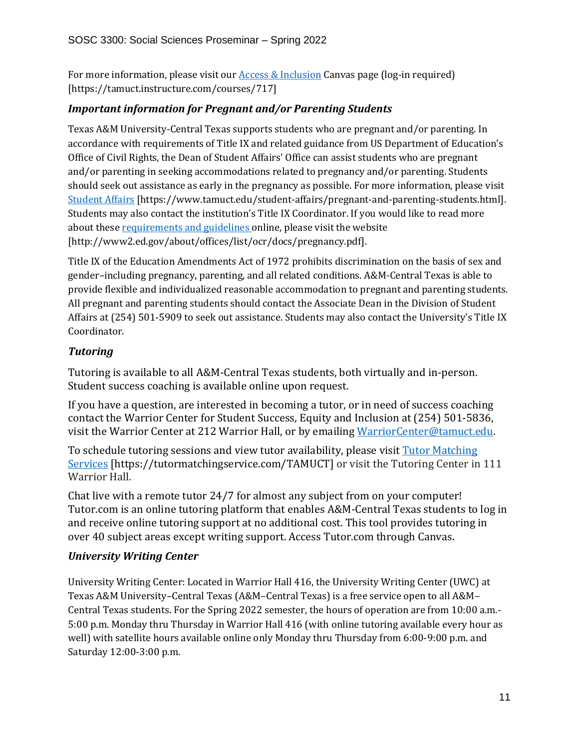For more information, please visit our Access & Inclusion Canvas page (log-in required) [https://tamuct.instructure.com/courses/717]

### *Important information for Pregnant and/or Parenting Students*

Texas A&M University-Central Texas supports students who are pregnant and/or parenting. In accordance with requirements of Title IX and related guidance from US Department of Education's Office of Civil Rights, the Dean of Student Affairs' Office can assist students who are pregnant and/or parenting in seeking accommodations related to pregnancy and/or parenting. Students should seek out assistance as early in the pregnancy as possible. For more information, please visit Student Affairs [https://www.tamuct.edu/student-affairs/pregnant-and-parenting-students.html]. Students may also contact the institution's Title IX Coordinator. If you would like to read more about these requirements and guidelines online, please visit the website [http://www2.ed.gov/about/offices/list/ocr/docs/pregnancy.pdf].

Title IX of the Education Amendments Act of 1972 prohibits discrimination on the basis of sex and gender–including pregnancy, parenting, and all related conditions. A&M-Central Texas is able to provide flexible and individualized reasonable accommodation to pregnant and parenting students. All pregnant and parenting students should contact the Associate Dean in the Division of Student Affairs at (254) 501-5909 to seek out assistance. Students may also contact the University's Title IX Coordinator.

### *Tutoring*

Tutoring is available to all A&M-Central Texas students, both virtually and in-person. Student success coaching is available online upon request.

If you have a question, are interested in becoming a tutor, or in need of success coaching contact the Warrior Center for Student Success, Equity and Inclusion at (254) 501-5836, visit the Warrior Center at 212 Warrior Hall, or by emailing WarriorCenter@tamuct.edu.

To schedule tutoring sessions and view tutor availability, please visit Tutor Matching Services [https://tutormatchingservice.com/TAMUCT] or visit the Tutoring Center in 111 Warrior Hall.

Chat live with a remote tutor 24/7 for almost any subject from on your computer! Tutor.com is an online tutoring platform that enables A&M-Central Texas students to log in and receive online tutoring support at no additional cost. This tool provides tutoring in over 40 subject areas except writing support. Access Tutor.com through Canvas.

### *University Writing Center*

University Writing Center: Located in Warrior Hall 416, the University Writing Center (UWC) at Texas A&M University–Central Texas (A&M–Central Texas) is a free service open to all A&M–Central Texas students. For the Spring 2022 semester, the hours of operation are from 10:00 a.m.-5:00 p.m. Monday thru Thursday in Warrior Hall 416 (with online tutoring available every hour as well) with satellite hours available online only Monday thru Thursday from 6:00-9:00 p.m. and Saturday 12:00-3:00 p.m.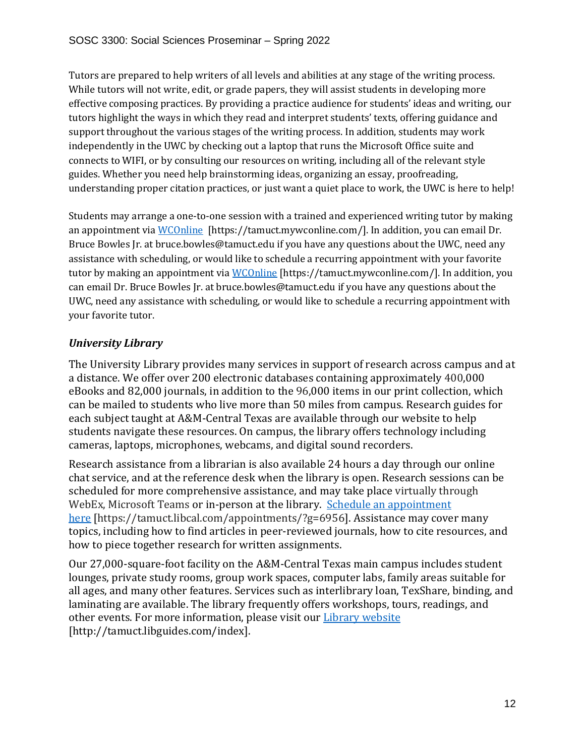Tutors are prepared to help writers of all levels and abilities at any stage of the writing process. While tutors will not write, edit, or grade papers, they will assist students in developing more effective composing practices. By providing a practice audience for students' ideas and writing, our tutors highlight the ways in which they read and interpret students' texts, offering guidance and support throughout the various stages of the writing process. In addition, students may work independently in the UWC by checking out a laptop that runs the Microsoft Office suite and connects to WIFI, or by consulting our resources on writing, including all of the relevant style guides. Whether you need help brainstorming ideas, organizing an essay, proofreading, understanding proper citation practices, or just want a quiet place to work, the UWC is here to help!

Students may arrange a one-to-one session with a trained and experienced writing tutor by making an appointment via WCOnline [https://tamuct.mywconline.com/]. In addition, you can email Dr. Bruce Bowles Jr. at bruce.bowles@tamuct.edu if you have any questions about the UWC, need any assistance with scheduling, or would like to schedule a recurring appointment with your favorite tutor by making an appointment via WCOnline [https://tamuct.mywconline.com/]. In addition, you can email Dr. Bruce Bowles Jr. at bruce.bowles@tamuct.edu if you have any questions about the UWC, need any assistance with scheduling, or would like to schedule a recurring appointment with your favorite tutor.

### *University Library*

The University Library provides many services in support of research across campus and at a distance. We offer over 200 electronic databases containing approximately 400,000 eBooks and 82,000 journals, in addition to the 96,000 items in our print collection, which can be mailed to students who live more than 50 miles from campus. Research guides for each subject taught at A&M-Central Texas are available through our website to help students navigate these resources. On campus, the library offers technology including cameras, laptops, microphones, webcams, and digital sound recorders.

Research assistance from a librarian is also available 24 hours a day through our online chat service, and at the reference desk when the library is open. Research sessions can be scheduled for more comprehensive assistance, and may take place virtually through WebEx, Microsoft Teams or in-person at the library. Schedule an appointment here [https://tamuct.libcal.com/appointments/?g=6956]. Assistance may cover many topics, including how to find articles in peer-reviewed journals, how to cite resources, and how to piece together research for written assignments.

Our 27,000-square-foot facility on the A&M-Central Texas main campus includes student lounges, private study rooms, group work spaces, computer labs, family areas suitable for all ages, and many other features. Services such as interlibrary loan, TexShare, binding, and laminating are available. The library frequently offers workshops, tours, readings, and other events. For more information, please visit our Library website [http://tamuct.libguides.com/index].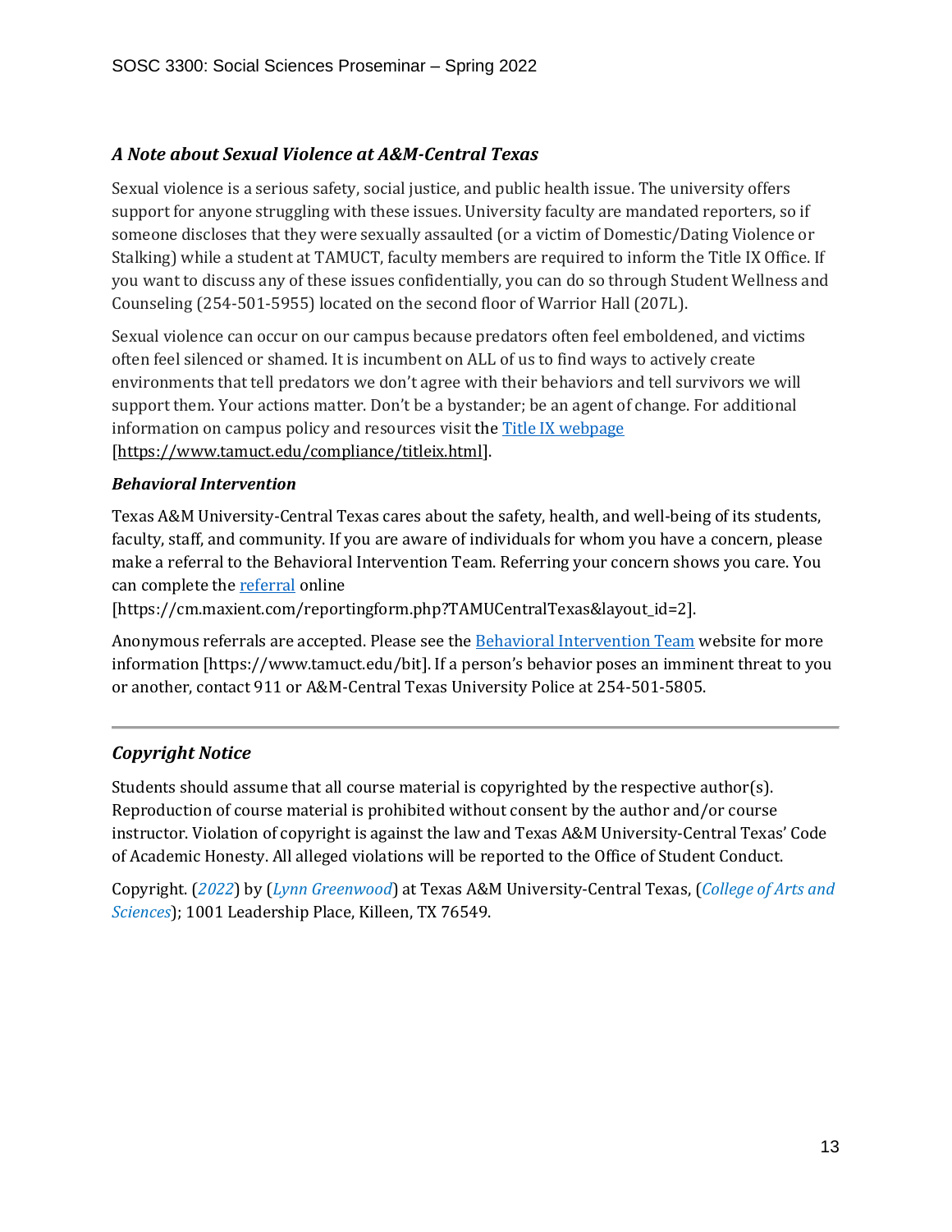### *A Note about Sexual Violence at A&M-Central Texas*

Sexual violence is a serious safety, social justice, and public health issue. The university offers support for anyone struggling with these issues. University faculty are mandated reporters, so if someone discloses that they were sexually assaulted (or a victim of Domestic/Dating Violence or Stalking) while a student at TAMUCT, faculty members are required to inform the Title IX Office. If you want to discuss any of these issues confidentially, you can do so through Student Wellness and Counseling (254-501-5955) located on the second floor of Warrior Hall (207L).

Sexual violence can occur on our campus because predators often feel emboldened, and victims often feel silenced or shamed. It is incumbent on ALL of us to find ways to actively create environments that tell predators we don't agree with their behaviors and tell survivors we will support them. Your actions matter. Don't be a bystander; be an agent of change. For additional information on campus policy and resources visit the Title IX webpage [https://www.tamuct.edu/compliance/titleix.html].

#### *Behavioral Intervention*

Texas A&M University-Central Texas cares about the safety, health, and well-being of its students, faculty, staff, and community. If you are aware of individuals for whom you have a concern, please make a referral to the Behavioral Intervention Team. Referring your concern shows you care. You can complete the referral online [https://cm.maxient.com/reportingform.php?TAMUCentralTexas&layout_id=2].

Anonymous referrals are accepted. Please see the Behavioral Intervention Team website for more information [https://www.tamuct.edu/bit]. If a person's behavior poses an imminent threat to you or another, contact 911 or A&M-Central Texas University Police at 254-501-5805.

---

### *Copyright Notice*

Students should assume that all course material is copyrighted by the respective author(s). Reproduction of course material is prohibited without consent by the author and/or course instructor. Violation of copyright is against the law and Texas A&M University-Central Texas' Code of Academic Honesty. All alleged violations will be reported to the Office of Student Conduct.

Copyright. (*2022*) by (*Lynn Greenwood*) at Texas A&M University-Central Texas, (*College of Arts and Sciences*); 1001 Leadership Place, Killeen, TX 76549.